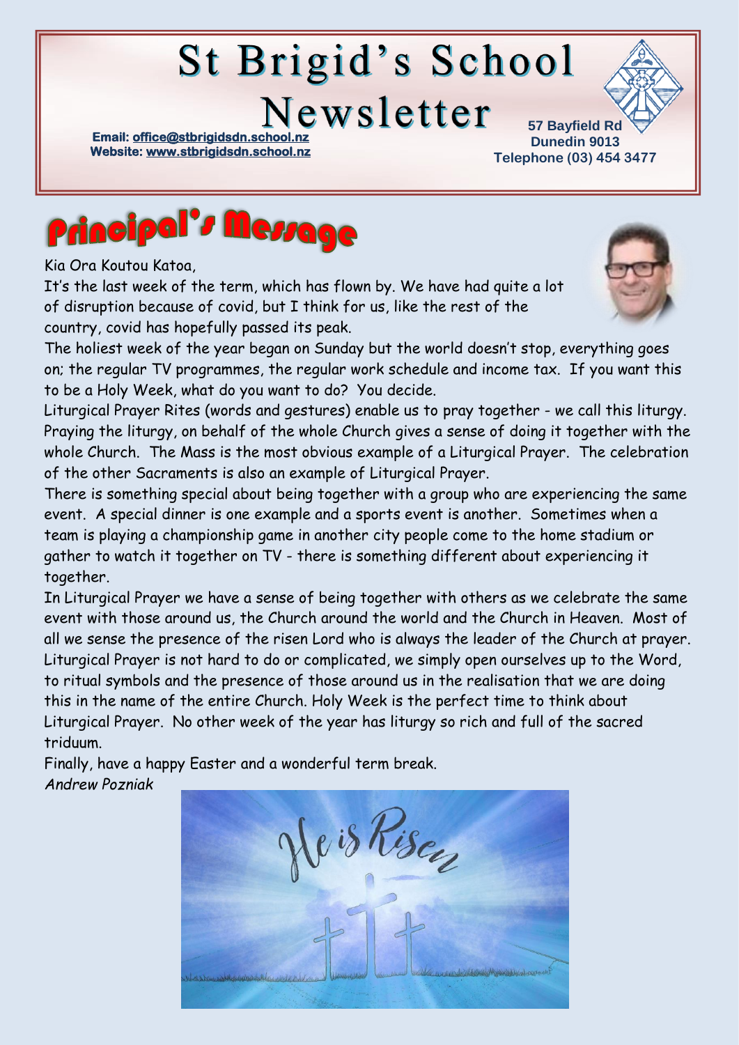# St Brigid's School Newsletter

**Email: office@stbrigidsdn.school.nz**
**Website: www.stbrigidsdn.school.nz**

**57 Bayfield Rd**
**Dunedin 9013**
**Telephone (03) 454 3477**

## Principal's Message

Kia Ora Koutou Katoa,

It's the last week of the term, which has flown by. We have had quite a lot of disruption because of covid, but I think for us, like the rest of the country, covid has hopefully passed its peak.

The holiest week of the year began on Sunday but the world doesn't stop, everything goes on; the regular TV programmes, the regular work schedule and income tax. If you want this to be a Holy Week, what do you want to do? You decide.

Liturgical Prayer Rites (words and gestures) enable us to pray together - we call this liturgy. Praying the liturgy, on behalf of the whole Church gives a sense of doing it together with the whole Church. The Mass is the most obvious example of a Liturgical Prayer. The celebration of the other Sacraments is also an example of Liturgical Prayer.

There is something special about being together with a group who are experiencing the same event. A special dinner is one example and a sports event is another. Sometimes when a team is playing a championship game in another city people come to the home stadium or gather to watch it together on TV - there is something different about experiencing it together.

In Liturgical Prayer we have a sense of being together with others as we celebrate the same event with those around us, the Church around the world and the Church in Heaven. Most of all we sense the presence of the risen Lord who is always the leader of the Church at prayer. Liturgical Prayer is not hard to do or complicated, we simply open ourselves up to the Word, to ritual symbols and the presence of those around us in the realisation that we are doing this in the name of the entire Church. Holy Week is the perfect time to think about Liturgical Prayer. No other week of the year has liturgy so rich and full of the sacred triduum.

Finally, have a happy Easter and a wonderful term break.

*Andrew Pozniak*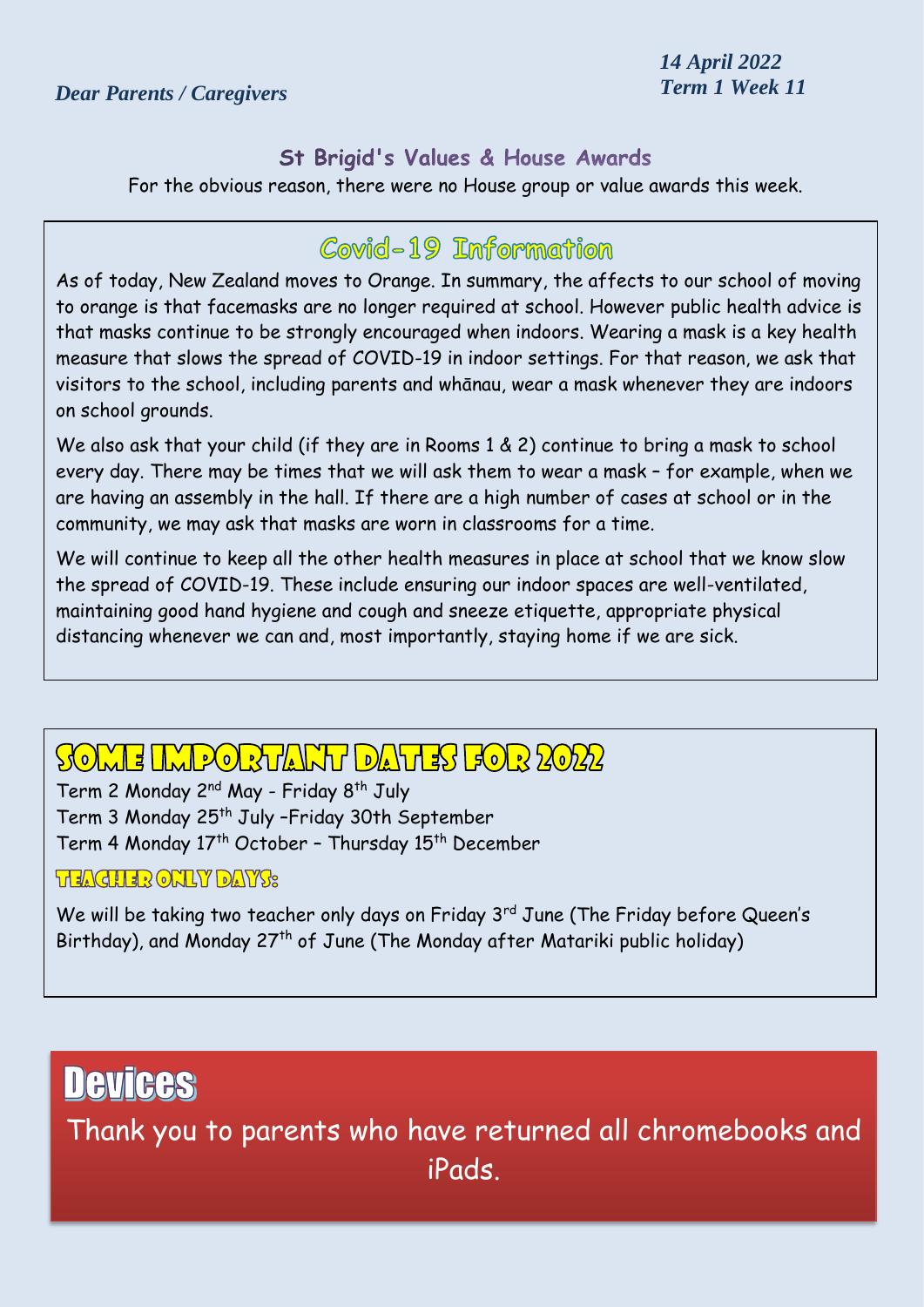*14 April 2022*
*Term 1 Week 11*

*Dear Parents / Caregivers*

## St Brigid's Values & House Awards

For the obvious reason, there were no House group or value awards this week.

## Covid-19 Information

As of today, New Zealand moves to Orange. In summary, the affects to our school of moving to orange is that facemasks are no longer required at school. However public health advice is that masks continue to be strongly encouraged when indoors. Wearing a mask is a key health measure that slows the spread of COVID-19 in indoor settings. For that reason, we ask that visitors to the school, including parents and whānau, wear a mask whenever they are indoors on school grounds.

We also ask that your child (if they are in Rooms 1 & 2) continue to bring a mask to school every day. There may be times that we will ask them to wear a mask – for example, when we are having an assembly in the hall. If there are a high number of cases at school or in the community, we may ask that masks are worn in classrooms for a time.

We will continue to keep all the other health measures in place at school that we know slow the spread of COVID-19. These include ensuring our indoor spaces are well-ventilated, maintaining good hand hygiene and cough and sneeze etiquette, appropriate physical distancing whenever we can and, most importantly, staying home if we are sick.

## Some Important Dates for 2022

Term 2 Monday 2nd May - Friday 8th July
Term 3 Monday 25th July –Friday 30th September
Term 4 Monday 17th October – Thursday 15th December

### Teacher Only Days:

We will be taking two teacher only days on Friday 3rd June (The Friday before Queen's Birthday), and Monday 27th of June (The Monday after Matariki public holiday)

## Devices

Thank you to parents who have returned all chromebooks and iPads.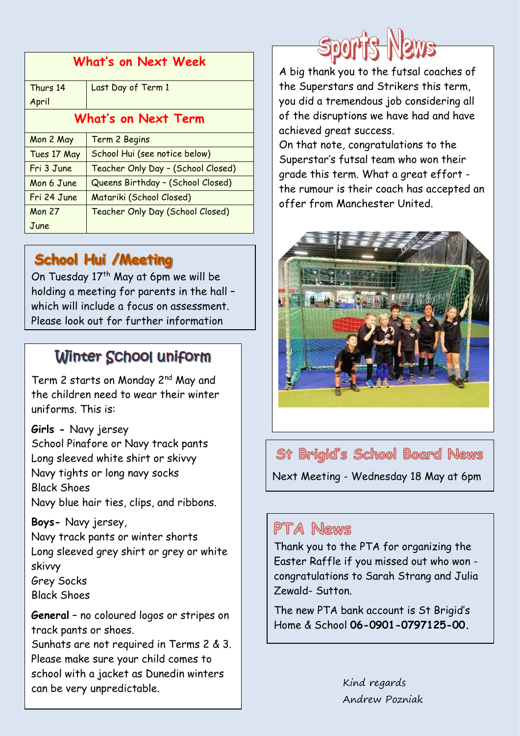## What's on Next Week

| | |
|---|---|
| Thurs 14 April | Last Day of Term 1 |

## What's on Next Term

| | |
|---|---|
| Mon 2 May | Term 2 Begins |
| Tues 17 May | School Hui (see notice below) |
| Fri 3 June | Teacher Only Day – (School Closed) |
| Mon 6 June | Queens Birthday – (School Closed) |
| Fri 24 June | Matariki (School Closed) |
| Mon 27 June | Teacher Only Day (School Closed) |

## School Hui /Meeting

On Tuesday 17th May at 6pm we will be holding a meeting for parents in the hall – which will include a focus on assessment. Please look out for further information

## Winter School uniform

Term 2 starts on Monday 2nd May and the children need to wear their winter uniforms. This is:

**Girls -** Navy jersey
School Pinafore or Navy track pants
Long sleeved white shirt or skivvy
Navy tights or long navy socks
Black Shoes
Navy blue hair ties, clips, and ribbons.

**Boys-** Navy jersey,
Navy track pants or winter shorts
Long sleeved grey shirt or grey or white skivvy
Grey Socks
Black Shoes

**General** – no coloured logos or stripes on track pants or shoes.
Sunhats are not required in Terms 2 & 3. Please make sure your child comes to school with a jacket as Dunedin winters can be very unpredictable.

## Sports News

A big thank you to the futsal coaches of the Superstars and Strikers this term, you did a tremendous job considering all of the disruptions we have had and have achieved great success.
On that note, congratulations to the Superstar's futsal team who won their grade this term. What a great effort - the rumour is their coach has accepted an offer from Manchester United.

## St Brigid's School Board News

Next Meeting - Wednesday 18 May at 6pm

## PTA News

Thank you to the PTA for organizing the Easter Raffle if you missed out who won - congratulations to Sarah Strang and Julia Zewald- Sutton.

The new PTA bank account is St Brigid's Home & School **06-0901-0797125-00.**

*Kind regards*
*Andrew Pozniak*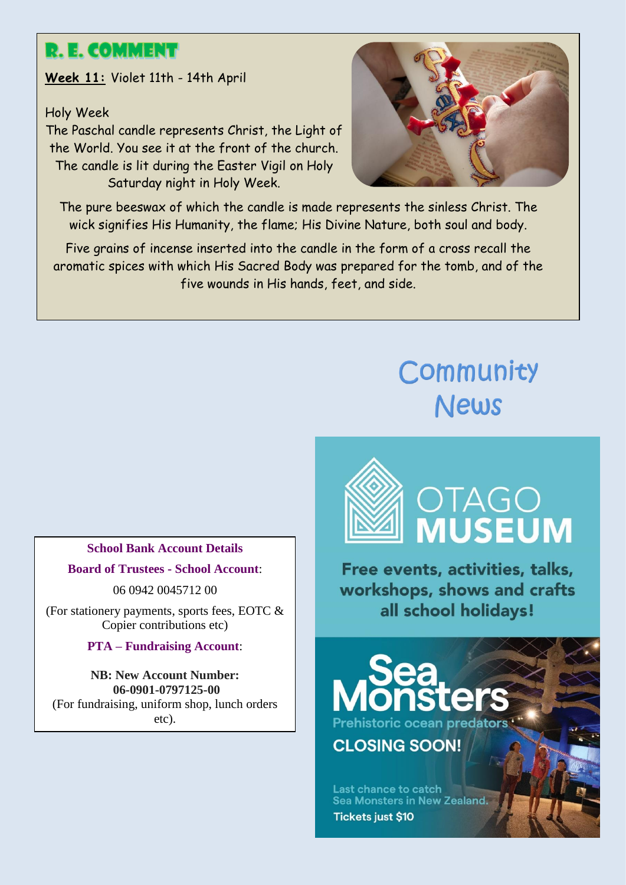## R. E. COMMENT

**Week 11:** Violet 11th - 14th April

Holy Week

The Paschal candle represents Christ, the Light of the World. You see it at the front of the church. The candle is lit during the Easter Vigil on Holy Saturday night in Holy Week.

The pure beeswax of which the candle is made represents the sinless Christ. The wick signifies His Humanity, the flame; His Divine Nature, both soul and body.

Five grains of incense inserted into the candle in the form of a cross recall the aromatic spices with which His Sacred Body was prepared for the tomb, and of the five wounds in His hands, feet, and side.

# Community News

**School Bank Account Details**

**Board of Trustees - School Account**:

06 0942 0045712 00

(For stationery payments, sports fees, EOTC & Copier contributions etc)

**PTA – Fundraising Account**:

**NB: New Account Number:**
**06-0901-0797125-00**
(For fundraising, uniform shop, lunch orders etc).

OTAGO MUSEUM

Free events, activities, talks, workshops, shows and crafts all school holidays!

Sea Monsters
Prehistoric ocean predators
CLOSING SOON!

Last chance to catch Sea Monsters in New Zealand.
Tickets just $10